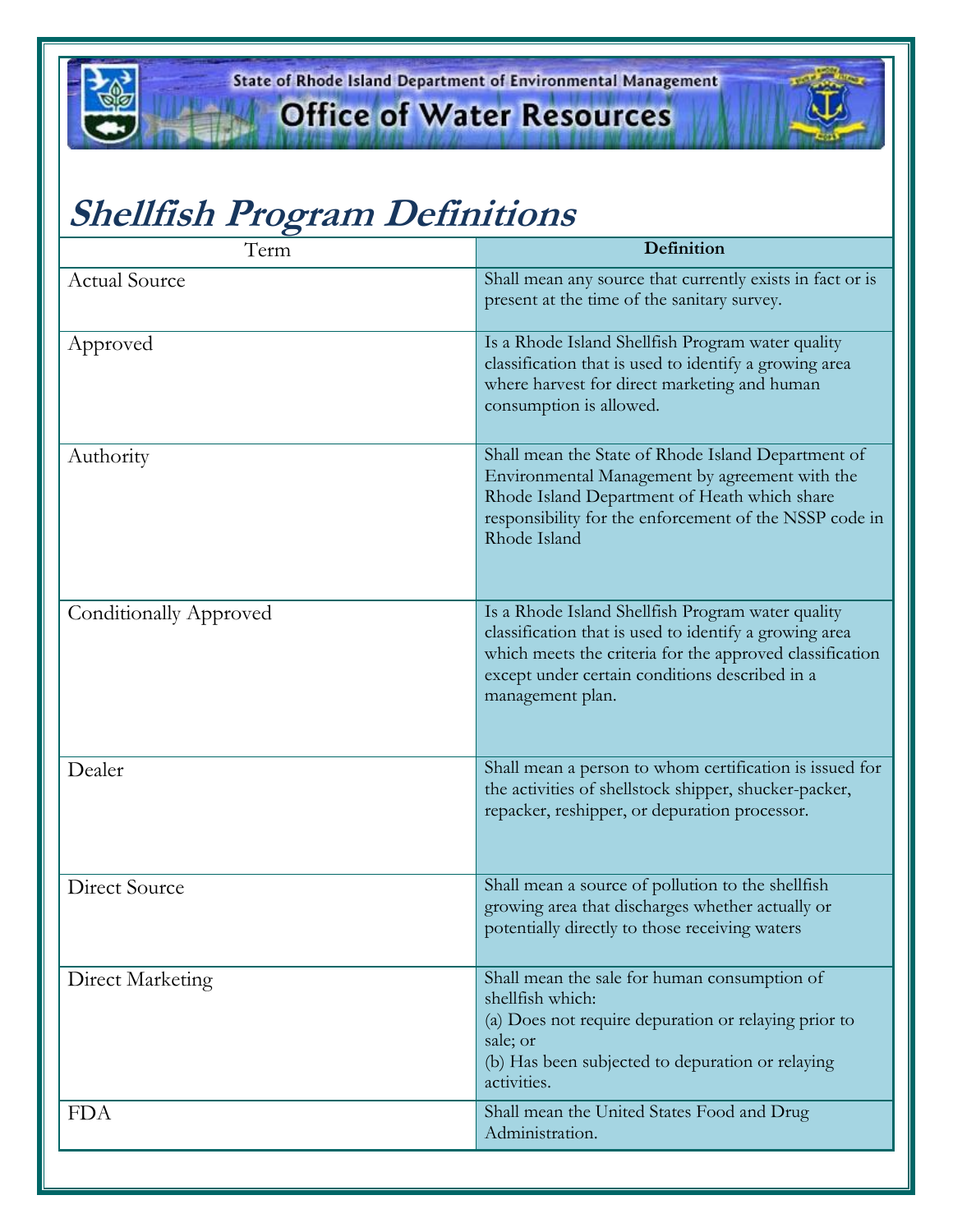State of Rhode Island Department of Environmental Management

Office of Water Resources

# *Shellfish Program Definitions*

| Term | **Definition** |
| --- | --- |
| Actual Source | Shall mean any source that currently exists in fact or is present at the time of the sanitary survey. |
| Approved | Is a Rhode Island Shellfish Program water quality classification that is used to identify a growing area where harvest for direct marketing and human consumption is allowed. |
| Authority | Shall mean the State of Rhode Island Department of Environmental Management by agreement with the Rhode Island Department of Heath which share responsibility for the enforcement of the NSSP code in Rhode Island |
| Conditionally Approved | Is a Rhode Island Shellfish Program water quality classification that is used to identify a growing area which meets the criteria for the approved classification except under certain conditions described in a management plan. |
| Dealer | Shall mean a person to whom certification is issued for the activities of shellstock shipper, shucker-packer, repacker, reshipper, or depuration processor. |
| Direct Source | Shall mean a source of pollution to the shellfish growing area that discharges whether actually or potentially directly to those receiving waters |
| Direct Marketing | Shall mean the sale for human consumption of shellfish which:<br>(a) Does not require depuration or relaying prior to sale; or<br>(b) Has been subjected to depuration or relaying activities. |
| FDA | Shall mean the United States Food and Drug Administration. |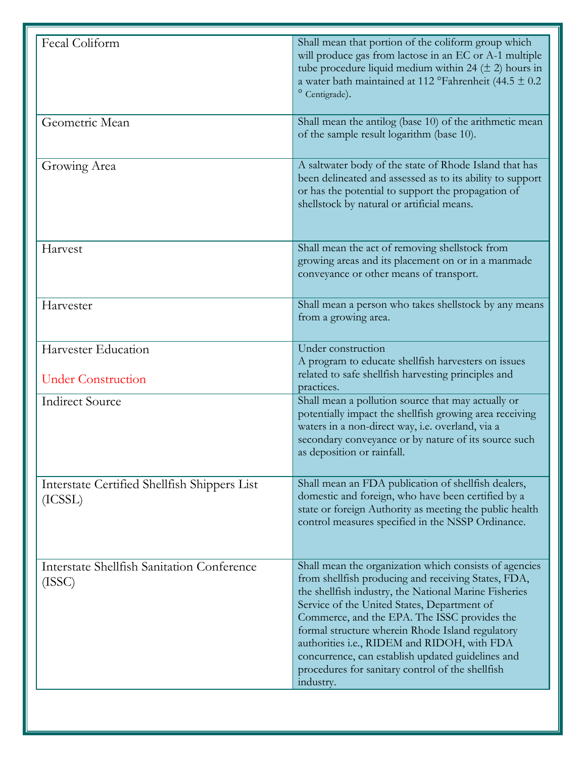| | |
|---|---|
| Fecal Coliform | Shall mean that portion of the coliform group which will produce gas from lactose in an EC or A-1 multiple tube procedure liquid medium within 24 (± 2) hours in a water bath maintained at 112 °Fahrenheit (44.5 ± 0.2 ° Centigrade). |
| Geometric Mean | Shall mean the antilog (base 10) of the arithmetic mean of the sample result logarithm (base 10). |
| Growing Area | A saltwater body of the state of Rhode Island that has been delineated and assessed as to its ability to support or has the potential to support the propagation of shellstock by natural or artificial means. |
| Harvest | Shall mean the act of removing shellstock from growing areas and its placement on or in a manmade conveyance or other means of transport. |
| Harvester | Shall mean a person who takes shellstock by any means from a growing area. |
| Harvester Education<br><br>Under Construction | Under construction<br>A program to educate shellfish harvesters on issues related to safe shellfish harvesting principles and practices. |
| Indirect Source | Shall mean a pollution source that may actually or potentially impact the shellfish growing area receiving waters in a non-direct way, i.e. overland, via a secondary conveyance or by nature of its source such as deposition or rainfall. |
| Interstate Certified Shellfish Shippers List (ICSSL) | Shall mean an FDA publication of shellfish dealers, domestic and foreign, who have been certified by a state or foreign Authority as meeting the public health control measures specified in the NSSP Ordinance. |
| Interstate Shellfish Sanitation Conference (ISSC) | Shall mean the organization which consists of agencies from shellfish producing and receiving States, FDA, the shellfish industry, the National Marine Fisheries Service of the United States, Department of Commerce, and the EPA. The ISSC provides the formal structure wherein Rhode Island regulatory authorities i.e., RIDEM and RIDOH, with FDA concurrence, can establish updated guidelines and procedures for sanitary control of the shellfish industry. |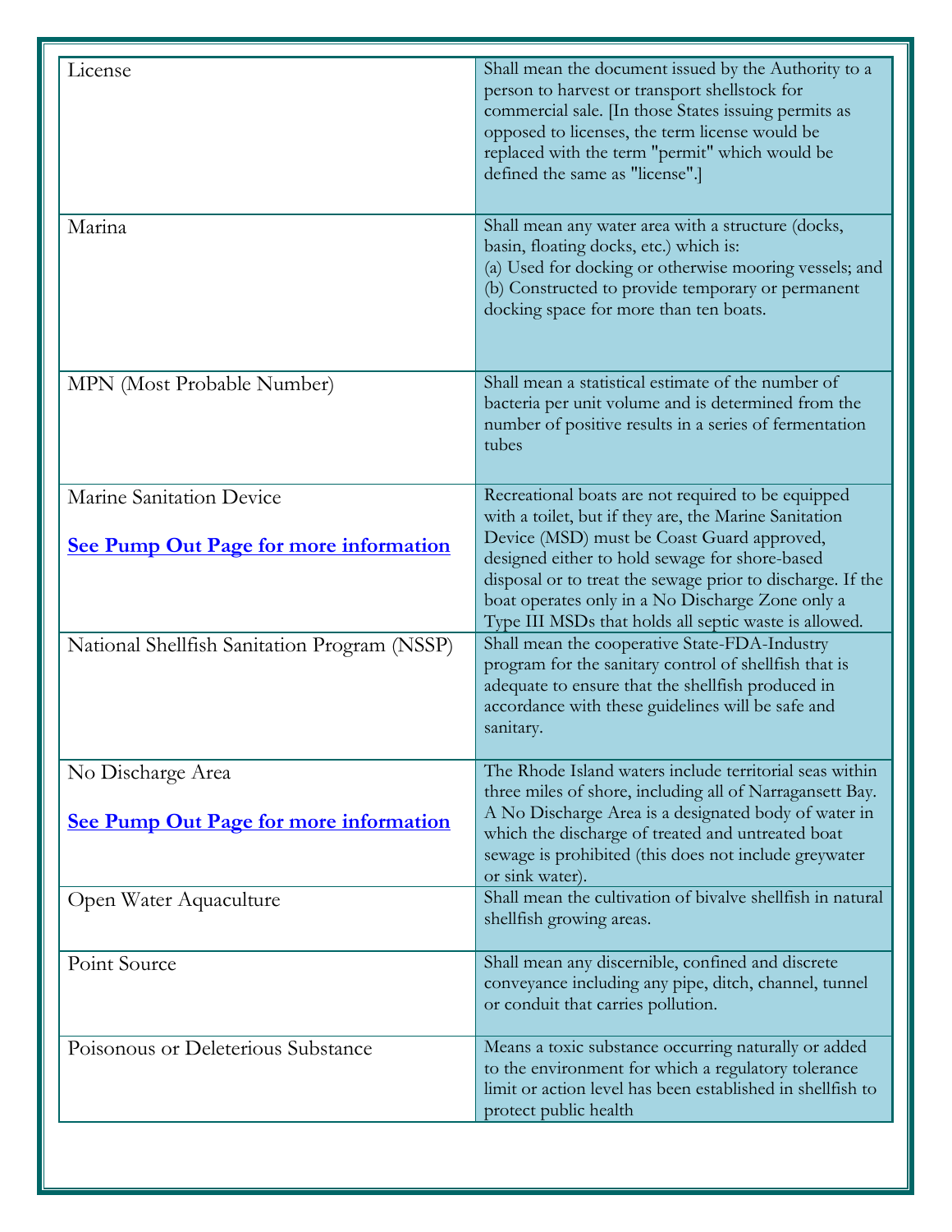| | |
|---|---|
| License | Shall mean the document issued by the Authority to a person to harvest or transport shellstock for commercial sale. [In those States issuing permits as opposed to licenses, the term license would be replaced with the term "permit" which would be defined the same as "license".] |
| Marina | Shall mean any water area with a structure (docks, basin, floating docks, etc.) which is:<br>(a) Used for docking or otherwise mooring vessels; and<br>(b) Constructed to provide temporary or permanent docking space for more than ten boats. |
| MPN (Most Probable Number) | Shall mean a statistical estimate of the number of bacteria per unit volume and is determined from the number of positive results in a series of fermentation tubes |
| Marine Sanitation Device<br><br>**See Pump Out Page for more information** | Recreational boats are not required to be equipped with a toilet, but if they are, the Marine Sanitation Device (MSD) must be Coast Guard approved, designed either to hold sewage for shore-based disposal or to treat the sewage prior to discharge. If the boat operates only in a No Discharge Zone only a Type III MSDs that holds all septic waste is allowed. |
| National Shellfish Sanitation Program (NSSP) | Shall mean the cooperative State-FDA-Industry program for the sanitary control of shellfish that is adequate to ensure that the shellfish produced in accordance with these guidelines will be safe and sanitary. |
| No Discharge Area<br><br>**See Pump Out Page for more information** | The Rhode Island waters include territorial seas within three miles of shore, including all of Narragansett Bay. A No Discharge Area is a designated body of water in which the discharge of treated and untreated boat sewage is prohibited (this does not include greywater or sink water). |
| Open Water Aquaculture | Shall mean the cultivation of bivalve shellfish in natural shellfish growing areas. |
| Point Source | Shall mean any discernible, confined and discrete conveyance including any pipe, ditch, channel, tunnel or conduit that carries pollution. |
| Poisonous or Deleterious Substance | Means a toxic substance occurring naturally or added to the environment for which a regulatory tolerance limit or action level has been established in shellfish to protect public health |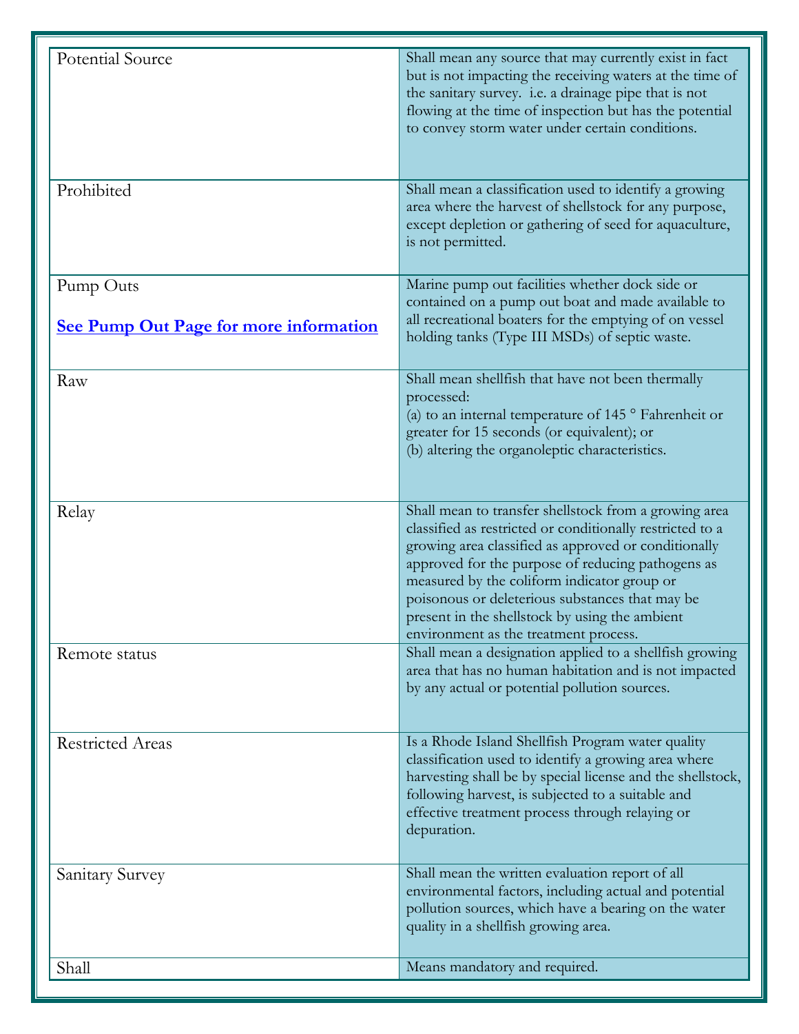| Term | Definition |
|---|---|
| Potential Source | Shall mean any source that may currently exist in fact but is not impacting the receiving waters at the time of the sanitary survey. i.e. a drainage pipe that is not flowing at the time of inspection but has the potential to convey storm water under certain conditions. |
| Prohibited | Shall mean a classification used to identify a growing area where the harvest of shellstock for any purpose, except depletion or gathering of seed for aquaculture, is not permitted. |
| Pump Outs<br><br>**See Pump Out Page for more information** | Marine pump out facilities whether dock side or contained on a pump out boat and made available to all recreational boaters for the emptying of on vessel holding tanks (Type III MSDs) of septic waste. |
| Raw | Shall mean shellfish that have not been thermally processed:<br>(a) to an internal temperature of 145 ° Fahrenheit or greater for 15 seconds (or equivalent); or<br>(b) altering the organoleptic characteristics. |
| Relay | Shall mean to transfer shellstock from a growing area classified as restricted or conditionally restricted to a growing area classified as approved or conditionally approved for the purpose of reducing pathogens as measured by the coliform indicator group or poisonous or deleterious substances that may be present in the shellstock by using the ambient environment as the treatment process. |
| Remote status | Shall mean a designation applied to a shellfish growing area that has no human habitation and is not impacted by any actual or potential pollution sources. |
| Restricted Areas | Is a Rhode Island Shellfish Program water quality classification used to identify a growing area where harvesting shall be by special license and the shellstock, following harvest, is subjected to a suitable and effective treatment process through relaying or depuration. |
| Sanitary Survey | Shall mean the written evaluation report of all environmental factors, including actual and potential pollution sources, which have a bearing on the water quality in a shellfish growing area. |
| Shall | Means mandatory and required. |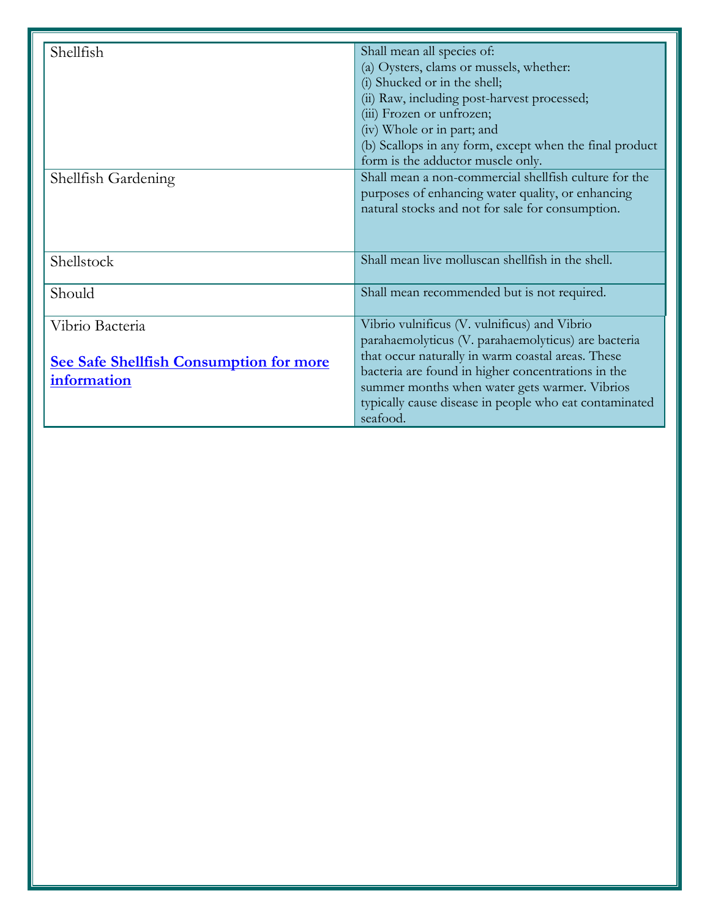| | |
|---|---|
| Shellfish | Shall mean all species of:<br>(a) Oysters, clams or mussels, whether:<br>(i) Shucked or in the shell;<br>(ii) Raw, including post-harvest processed;<br>(iii) Frozen or unfrozen;<br>(iv) Whole or in part; and<br>(b) Scallops in any form, except when the final product form is the adductor muscle only. |
| Shellfish Gardening | Shall mean a non-commercial shellfish culture for the purposes of enhancing water quality, or enhancing natural stocks and not for sale for consumption. |
| Shellstock | Shall mean live molluscan shellfish in the shell. |
| Should | Shall mean recommended but is not required. |
| Vibrio Bacteria<br><br>**See Safe Shellfish Consumption for more information** | Vibrio vulnificus (V. vulnificus) and Vibrio parahaemolyticus (V. parahaemolyticus) are bacteria that occur naturally in warm coastal areas. These bacteria are found in higher concentrations in the summer months when water gets warmer. Vibrios typically cause disease in people who eat contaminated seafood. |